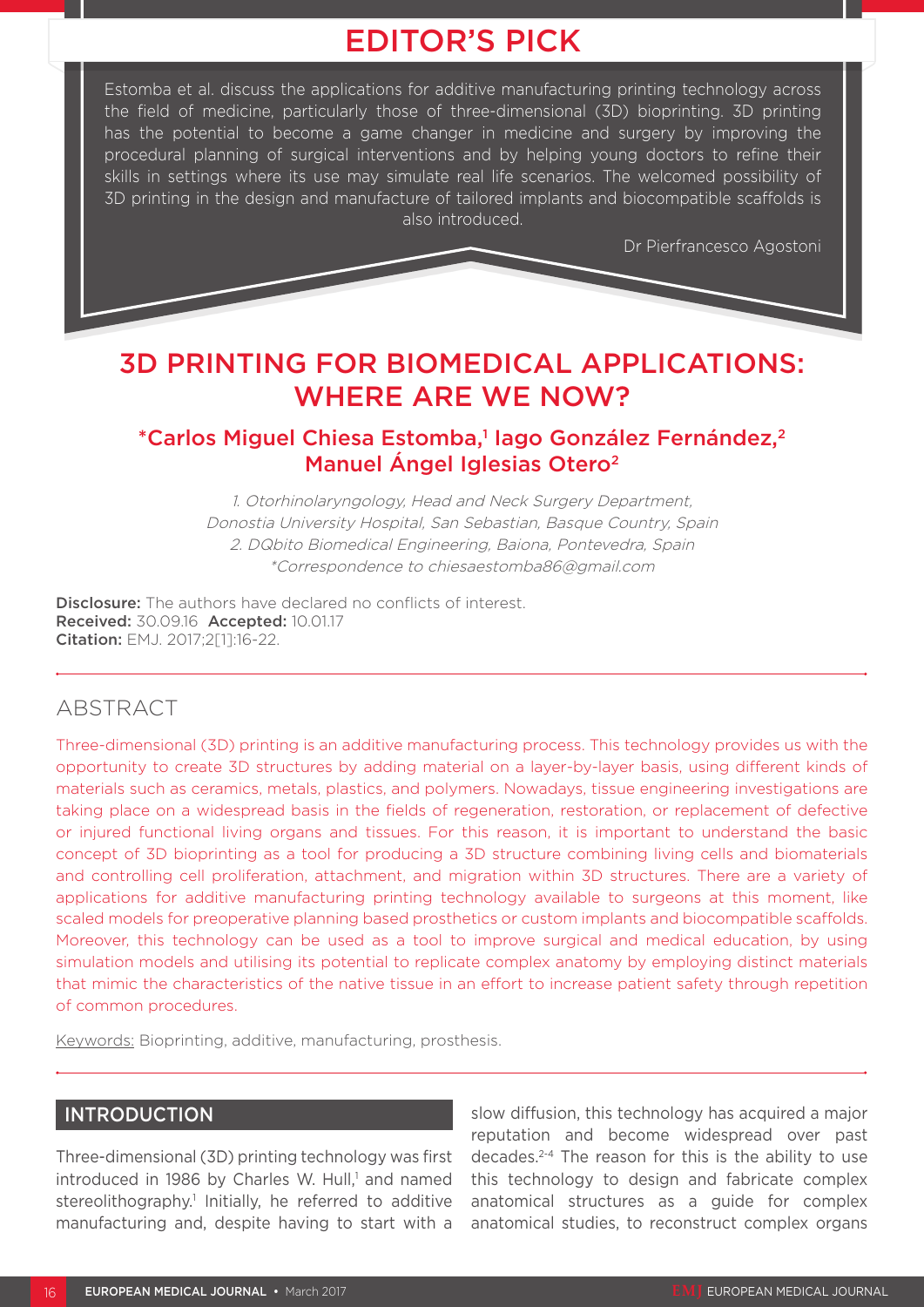## EDITOR'S PICK

Estomba et al. discuss the applications for additive manufacturing printing technology across the field of medicine, particularly those of three-dimensional (3D) bioprinting. 3D printing has the potential to become a game changer in medicine and surgery by improving the procedural planning of surgical interventions and by helping young doctors to refine their skills in settings where its use may simulate real life scenarios. The welcomed possibility of 3D printing in the design and manufacture of tailored implants and biocompatible scaffolds is also introduced.

Dr Pierfrancesco Agostoni

# 3D PRINTING FOR BIOMEDICAL APPLICATIONS: WHERE ARE WE NOW?

**\*Carlos Miguel Chiesa Estomba,[1] Iago González Fernández,[2] Manuel Ángel Iglesias Otero[2]**

*1. Otorhinolaryngology, Head and Neck Surgery Department, Donostia University Hospital, San Sebastian, Basque Country, Spain*
*2. DQbito Biomedical Engineering, Baiona, Pontevedra, Spain*
*\*Correspondence to chiesaestomba86@gmail.com*

**Disclosure:** The authors have declared no conflicts of interest.
**Received:** 30.09.16 **Accepted:** 10.01.17
**Citation:** EMJ. 2017;2[1]:16-22.

## ABSTRACT

Three-dimensional (3D) printing is an additive manufacturing process. This technology provides us with the opportunity to create 3D structures by adding material on a layer-by-layer basis, using different kinds of materials such as ceramics, metals, plastics, and polymers. Nowadays, tissue engineering investigations are taking place on a widespread basis in the fields of regeneration, restoration, or replacement of defective or injured functional living organs and tissues. For this reason, it is important to understand the basic concept of 3D bioprinting as a tool for producing a 3D structure combining living cells and biomaterials and controlling cell proliferation, attachment, and migration within 3D structures. There are a variety of applications for additive manufacturing printing technology available to surgeons at this moment, like scaled models for preoperative planning based prosthetics or custom implants and biocompatible scaffolds. Moreover, this technology can be used as a tool to improve surgical and medical education, by using simulation models and utilising its potential to replicate complex anatomy by employing distinct materials that mimic the characteristics of the native tissue in an effort to increase patient safety through repetition of common procedures.

Keywords: Bioprinting, additive, manufacturing, prosthesis.

## INTRODUCTION

Three-dimensional (3D) printing technology was first introduced in 1986 by Charles W. Hull,[1] and named stereolithography.[1] Initially, he referred to additive manufacturing and, despite having to start with a slow diffusion, this technology has acquired a major reputation and become widespread over past decades.[2-4] The reason for this is the ability to use this technology to design and fabricate complex anatomical structures as a guide for complex anatomical studies, to reconstruct complex organs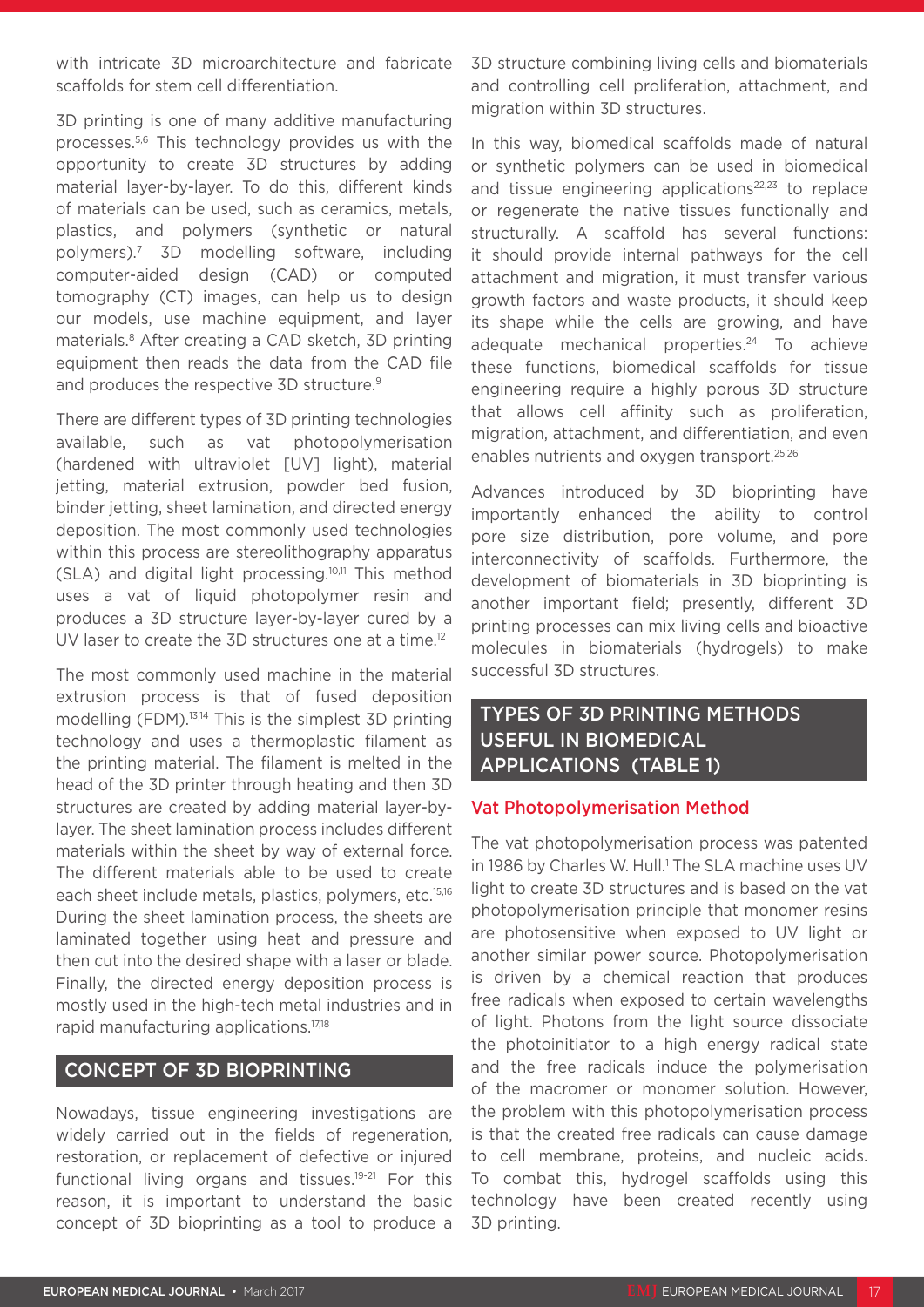with intricate 3D microarchitecture and fabricate scaffolds for stem cell differentiation.

3D printing is one of many additive manufacturing processes.[5,6] This technology provides us with the opportunity to create 3D structures by adding material layer-by-layer. To do this, different kinds of materials can be used, such as ceramics, metals, plastics, and polymers (synthetic or natural polymers).[7] 3D modelling software, including computer-aided design (CAD) or computed tomography (CT) images, can help us to design our models, use machine equipment, and layer materials.[8] After creating a CAD sketch, 3D printing equipment then reads the data from the CAD file and produces the respective 3D structure.[9]

There are different types of 3D printing technologies available, such as vat photopolymerisation (hardened with ultraviolet [UV] light), material jetting, material extrusion, powder bed fusion, binder jetting, sheet lamination, and directed energy deposition. The most commonly used technologies within this process are stereolithography apparatus (SLA) and digital light processing.[10,11] This method uses a vat of liquid photopolymer resin and produces a 3D structure layer-by-layer cured by a UV laser to create the 3D structures one at a time.[12]

The most commonly used machine in the material extrusion process is that of fused deposition modelling (FDM).[13,14] This is the simplest 3D printing technology and uses a thermoplastic filament as the printing material. The filament is melted in the head of the 3D printer through heating and then 3D structures are created by adding material layer-by-layer. The sheet lamination process includes different materials within the sheet by way of external force. The different materials able to be used to create each sheet include metals, plastics, polymers, etc.[15,16] During the sheet lamination process, the sheets are laminated together using heat and pressure and then cut into the desired shape with a laser or blade. Finally, the directed energy deposition process is mostly used in the high-tech metal industries and in rapid manufacturing applications.[17,18]

## CONCEPT OF 3D BIOPRINTING

Nowadays, tissue engineering investigations are widely carried out in the fields of regeneration, restoration, or replacement of defective or injured functional living organs and tissues.[19-21] For this reason, it is important to understand the basic concept of 3D bioprinting as a tool to produce a 3D structure combining living cells and biomaterials and controlling cell proliferation, attachment, and migration within 3D structures.

In this way, biomedical scaffolds made of natural or synthetic polymers can be used in biomedical and tissue engineering applications[22,23] to replace or regenerate the native tissues functionally and structurally. A scaffold has several functions: it should provide internal pathways for the cell attachment and migration, it must transfer various growth factors and waste products, it should keep its shape while the cells are growing, and have adequate mechanical properties.[24] To achieve these functions, biomedical scaffolds for tissue engineering require a highly porous 3D structure that allows cell affinity such as proliferation, migration, attachment, and differentiation, and even enables nutrients and oxygen transport.[25,26]

Advances introduced by 3D bioprinting have importantly enhanced the ability to control pore size distribution, pore volume, and pore interconnectivity of scaffolds. Furthermore, the development of biomaterials in 3D bioprinting is another important field; presently, different 3D printing processes can mix living cells and bioactive molecules in biomaterials (hydrogels) to make successful 3D structures.

## TYPES OF 3D PRINTING METHODS USEFUL IN BIOMEDICAL APPLICATIONS (TABLE 1)

### Vat Photopolymerisation Method

The vat photopolymerisation process was patented in 1986 by Charles W. Hull.[1] The SLA machine uses UV light to create 3D structures and is based on the vat photopolymerisation principle that monomer resins are photosensitive when exposed to UV light or another similar power source. Photopolymerisation is driven by a chemical reaction that produces free radicals when exposed to certain wavelengths of light. Photons from the light source dissociate the photoinitiator to a high energy radical state and the free radicals induce the polymerisation of the macromer or monomer solution. However, the problem with this photopolymerisation process is that the created free radicals can cause damage to cell membrane, proteins, and nucleic acids. To combat this, hydrogel scaffolds using this technology have been created recently using 3D printing.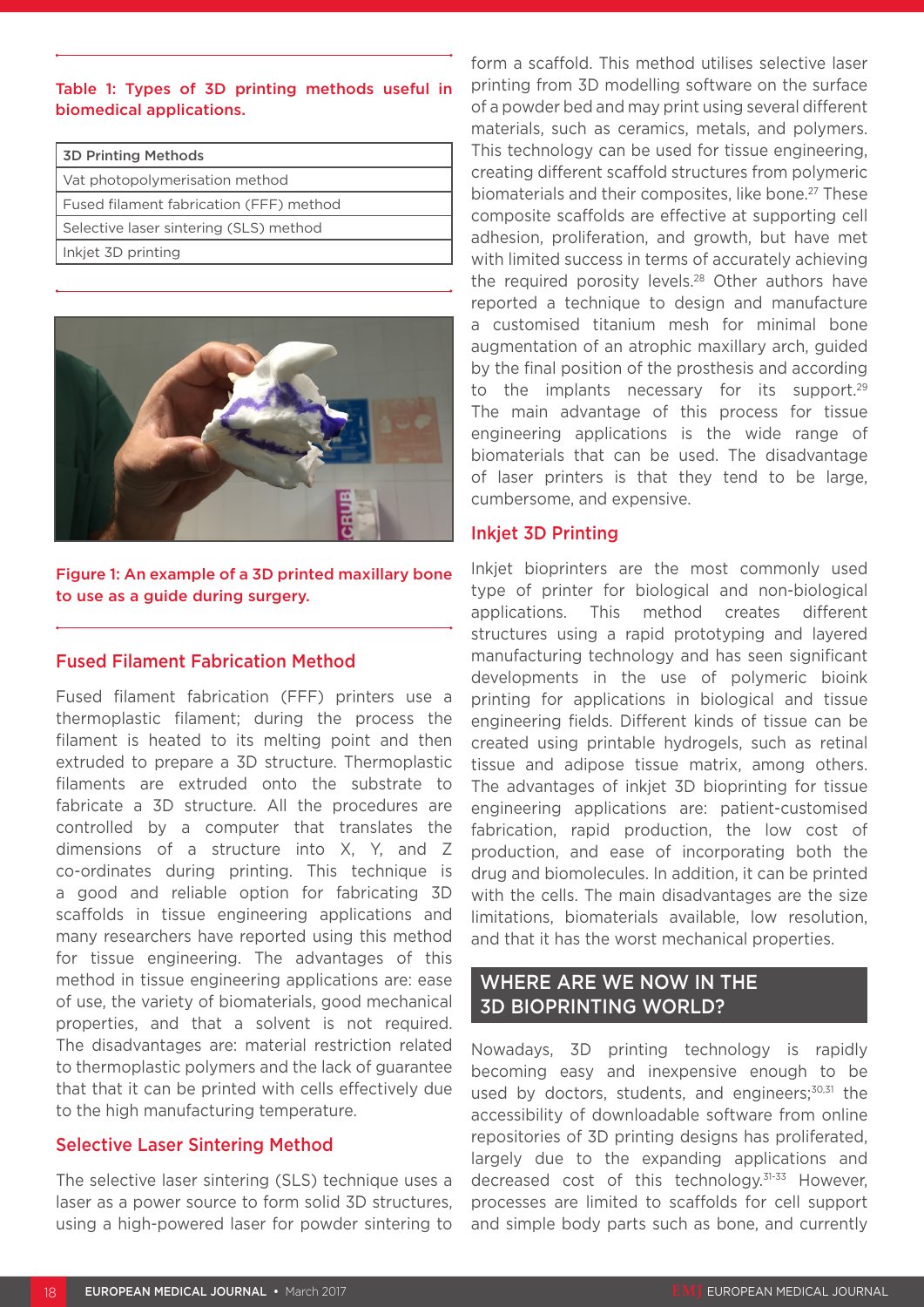**Table 1: Types of 3D printing methods useful in biomedical applications.**

| 3D Printing Methods |
|---|
| Vat photopolymerisation method |
| Fused filament fabrication (FFF) method |
| Selective laser sintering (SLS) method |
| Inkjet 3D printing |

Figure 1: An example of a 3D printed maxillary bone to use as a guide during surgery.

## Fused Filament Fabrication Method

Fused filament fabrication (FFF) printers use a thermoplastic filament; during the process the filament is heated to its melting point and then extruded to prepare a 3D structure. Thermoplastic filaments are extruded onto the substrate to fabricate a 3D structure. All the procedures are controlled by a computer that translates the dimensions of a structure into X, Y, and Z co-ordinates during printing. This technique is a good and reliable option for fabricating 3D scaffolds in tissue engineering applications and many researchers have reported using this method for tissue engineering. The advantages of this method in tissue engineering applications are: ease of use, the variety of biomaterials, good mechanical properties, and that a solvent is not required. The disadvantages are: material restriction related to thermoplastic polymers and the lack of guarantee that that it can be printed with cells effectively due to the high manufacturing temperature.

## Selective Laser Sintering Method

The selective laser sintering (SLS) technique uses a laser as a power source to form solid 3D structures, using a high-powered laser for powder sintering to form a scaffold. This method utilises selective laser printing from 3D modelling software on the surface of a powder bed and may print using several different materials, such as ceramics, metals, and polymers. This technology can be used for tissue engineering, creating different scaffold structures from polymeric biomaterials and their composites, like bone.[27] These composite scaffolds are effective at supporting cell adhesion, proliferation, and growth, but have met with limited success in terms of accurately achieving the required porosity levels.[28] Other authors have reported a technique to design and manufacture a customised titanium mesh for minimal bone augmentation of an atrophic maxillary arch, guided by the final position of the prosthesis and according to the implants necessary for its support.[29] The main advantage of this process for tissue engineering applications is the wide range of biomaterials that can be used. The disadvantage of laser printers is that they tend to be large, cumbersome, and expensive.

## Inkjet 3D Printing

Inkjet bioprinters are the most commonly used type of printer for biological and non-biological applications. This method creates different structures using a rapid prototyping and layered manufacturing technology and has seen significant developments in the use of polymeric bioink printing for applications in biological and tissue engineering fields. Different kinds of tissue can be created using printable hydrogels, such as retinal tissue and adipose tissue matrix, among others. The advantages of inkjet 3D bioprinting for tissue engineering applications are: patient-customised fabrication, rapid production, the low cost of production, and ease of incorporating both the drug and biomolecules. In addition, it can be printed with the cells. The main disadvantages are the size limitations, biomaterials available, low resolution, and that it has the worst mechanical properties.

# WHERE ARE WE NOW IN THE 3D BIOPRINTING WORLD?

Nowadays, 3D printing technology is rapidly becoming easy and inexpensive enough to be used by doctors, students, and engineers;[30,31] the accessibility of downloadable software from online repositories of 3D printing designs has proliferated, largely due to the expanding applications and decreased cost of this technology.[31-33] However, processes are limited to scaffolds for cell support and simple body parts such as bone, and currently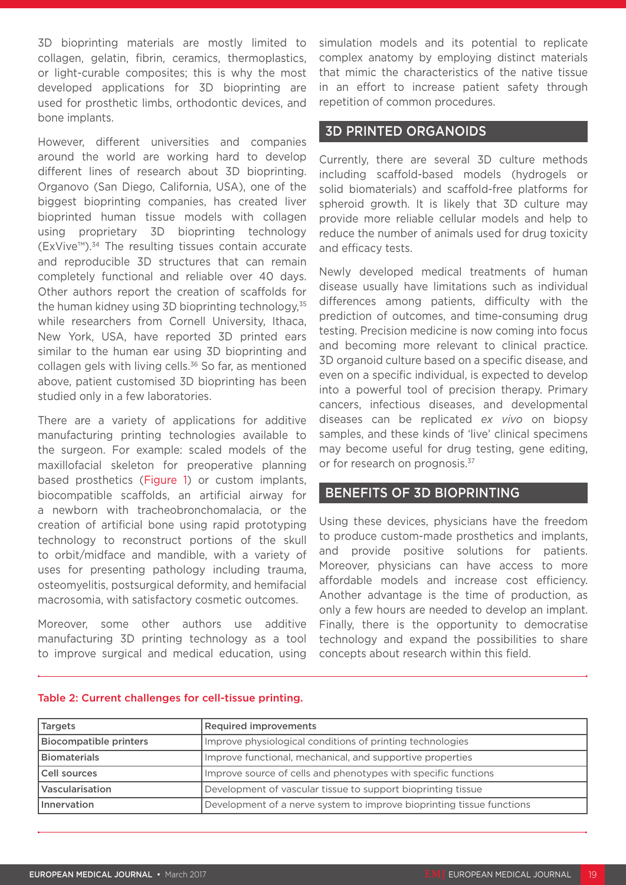3D bioprinting materials are mostly limited to collagen, gelatin, fibrin, ceramics, thermoplastics, or light-curable composites; this is why the most developed applications for 3D bioprinting are used for prosthetic limbs, orthodontic devices, and bone implants.

However, different universities and companies around the world are working hard to develop different lines of research about 3D bioprinting. Organovo (San Diego, California, USA), one of the biggest bioprinting companies, has created liver bioprinted human tissue models with collagen using proprietary 3D bioprinting technology (ExVive™).[34] The resulting tissues contain accurate and reproducible 3D structures that can remain completely functional and reliable over 40 days. Other authors report the creation of scaffolds for the human kidney using 3D bioprinting technology,[35] while researchers from Cornell University, Ithaca, New York, USA, have reported 3D printed ears similar to the human ear using 3D bioprinting and collagen gels with living cells.[36] So far, as mentioned above, patient customised 3D bioprinting has been studied only in a few laboratories.

There are a variety of applications for additive manufacturing printing technologies available to the surgeon. For example: scaled models of the maxillofacial skeleton for preoperative planning based prosthetics (Figure 1) or custom implants, biocompatible scaffolds, an artificial airway for a newborn with tracheobronchomalacia, or the creation of artificial bone using rapid prototyping technology to reconstruct portions of the skull to orbit/midface and mandible, with a variety of uses for presenting pathology including trauma, osteomyelitis, postsurgical deformity, and hemifacial macrosomia, with satisfactory cosmetic outcomes.

Moreover, some other authors use additive manufacturing 3D printing technology as a tool to improve surgical and medical education, using simulation models and its potential to replicate complex anatomy by employing distinct materials that mimic the characteristics of the native tissue in an effort to increase patient safety through repetition of common procedures.

## 3D PRINTED ORGANOIDS

Currently, there are several 3D culture methods including scaffold-based models (hydrogels or solid biomaterials) and scaffold-free platforms for spheroid growth. It is likely that 3D culture may provide more reliable cellular models and help to reduce the number of animals used for drug toxicity and efficacy tests.

Newly developed medical treatments of human disease usually have limitations such as individual differences among patients, difficulty with the prediction of outcomes, and time-consuming drug testing. Precision medicine is now coming into focus and becoming more relevant to clinical practice. 3D organoid culture based on a specific disease, and even on a specific individual, is expected to develop into a powerful tool of precision therapy. Primary cancers, infectious diseases, and developmental diseases can be replicated *ex vivo* on biopsy samples, and these kinds of 'live' clinical specimens may become useful for drug testing, gene editing, or for research on prognosis.[37]

## BENEFITS OF 3D BIOPRINTING

Using these devices, physicians have the freedom to produce custom-made prosthetics and implants, and provide positive solutions for patients. Moreover, physicians can have access to more affordable models and increase cost efficiency. Another advantage is the time of production, as only a few hours are needed to develop an implant. Finally, there is the opportunity to democratise technology and expand the possibilities to share concepts about research within this field.

**Table 2: Current challenges for cell-tissue printing.**

| Targets | Required improvements |
|---|---|
| Biocompatible printers | Improve physiological conditions of printing technologies |
| Biomaterials | Improve functional, mechanical, and supportive properties |
| Cell sources | Improve source of cells and phenotypes with specific functions |
| Vascularisation | Development of vascular tissue to support bioprinting tissue |
| Innervation | Development of a nerve system to improve bioprinting tissue functions |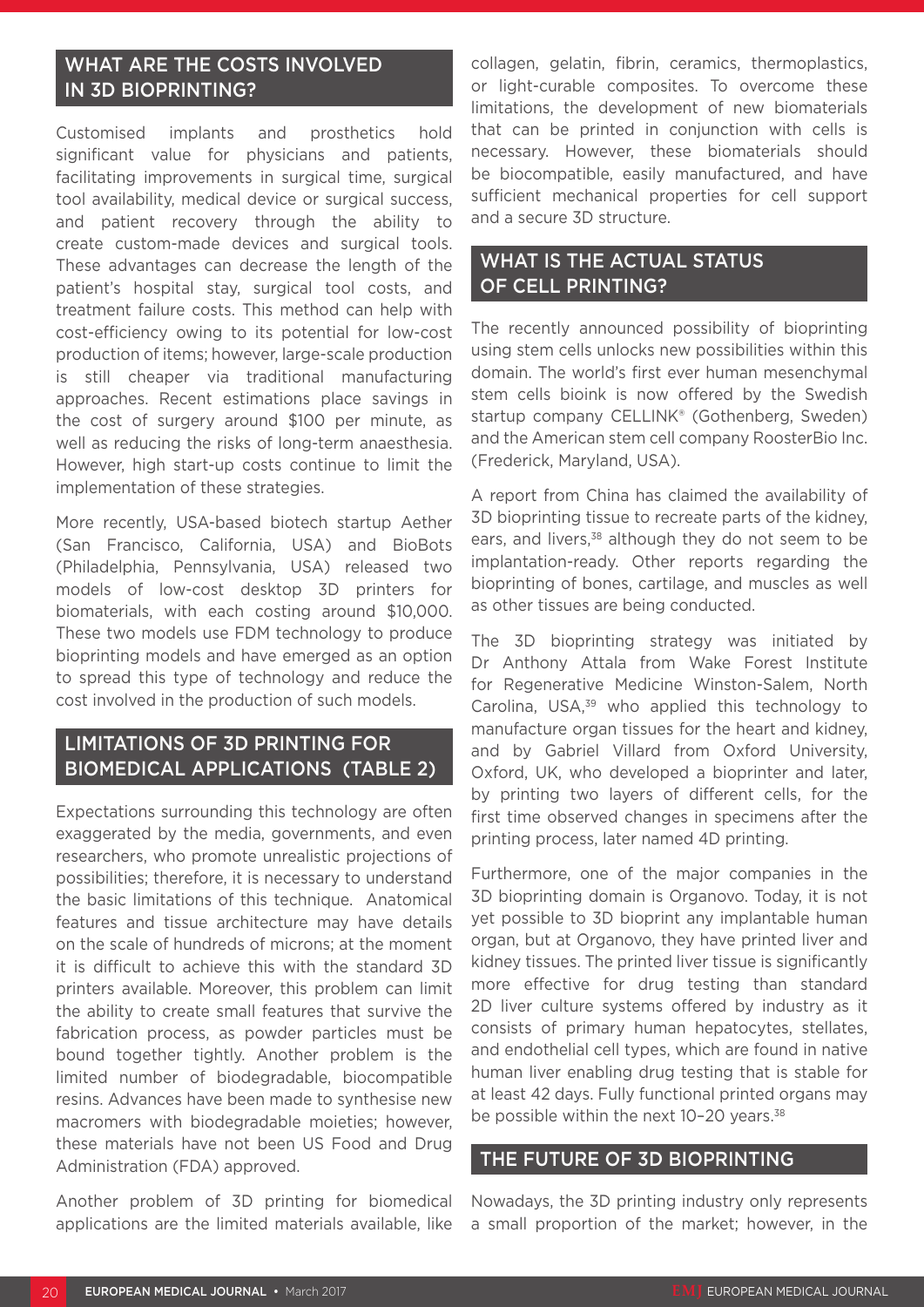## WHAT ARE THE COSTS INVOLVED IN 3D BIOPRINTING?

Customised implants and prosthetics hold significant value for physicians and patients, facilitating improvements in surgical time, surgical tool availability, medical device or surgical success, and patient recovery through the ability to create custom-made devices and surgical tools. These advantages can decrease the length of the patient's hospital stay, surgical tool costs, and treatment failure costs. This method can help with cost-efficiency owing to its potential for low-cost production of items; however, large-scale production is still cheaper via traditional manufacturing approaches. Recent estimations place savings in the cost of surgery around $100 per minute, as well as reducing the risks of long-term anaesthesia. However, high start-up costs continue to limit the implementation of these strategies.

More recently, USA-based biotech startup Aether (San Francisco, California, USA) and BioBots (Philadelphia, Pennsylvania, USA) released two models of low-cost desktop 3D printers for biomaterials, with each costing around $10,000. These two models use FDM technology to produce bioprinting models and have emerged as an option to spread this type of technology and reduce the cost involved in the production of such models.

## LIMITATIONS OF 3D PRINTING FOR BIOMEDICAL APPLICATIONS (TABLE 2)

Expectations surrounding this technology are often exaggerated by the media, governments, and even researchers, who promote unrealistic projections of possibilities; therefore, it is necessary to understand the basic limitations of this technique. Anatomical features and tissue architecture may have details on the scale of hundreds of microns; at the moment it is difficult to achieve this with the standard 3D printers available. Moreover, this problem can limit the ability to create small features that survive the fabrication process, as powder particles must be bound together tightly. Another problem is the limited number of biodegradable, biocompatible resins. Advances have been made to synthesise new macromers with biodegradable moieties; however, these materials have not been US Food and Drug Administration (FDA) approved.

Another problem of 3D printing for biomedical applications are the limited materials available, like collagen, gelatin, fibrin, ceramics, thermoplastics, or light-curable composites. To overcome these limitations, the development of new biomaterials that can be printed in conjunction with cells is necessary. However, these biomaterials should be biocompatible, easily manufactured, and have sufficient mechanical properties for cell support and a secure 3D structure.

## WHAT IS THE ACTUAL STATUS OF CELL PRINTING?

The recently announced possibility of bioprinting using stem cells unlocks new possibilities within this domain. The world's first ever human mesenchymal stem cells bioink is now offered by the Swedish startup company CELLINK® (Gothenberg, Sweden) and the American stem cell company RoosterBio Inc. (Frederick, Maryland, USA).

A report from China has claimed the availability of 3D bioprinting tissue to recreate parts of the kidney, ears, and livers,[38] although they do not seem to be implantation-ready. Other reports regarding the bioprinting of bones, cartilage, and muscles as well as other tissues are being conducted.

The 3D bioprinting strategy was initiated by Dr Anthony Attala from Wake Forest Institute for Regenerative Medicine Winston-Salem, North Carolina, USA,[39] who applied this technology to manufacture organ tissues for the heart and kidney, and by Gabriel Villard from Oxford University, Oxford, UK, who developed a bioprinter and later, by printing two layers of different cells, for the first time observed changes in specimens after the printing process, later named 4D printing.

Furthermore, one of the major companies in the 3D bioprinting domain is Organovo. Today, it is not yet possible to 3D bioprint any implantable human organ, but at Organovo, they have printed liver and kidney tissues. The printed liver tissue is significantly more effective for drug testing than standard 2D liver culture systems offered by industry as it consists of primary human hepatocytes, stellates, and endothelial cell types, which are found in native human liver enabling drug testing that is stable for at least 42 days. Fully functional printed organs may be possible within the next 10–20 years.[38]

## THE FUTURE OF 3D BIOPRINTING

Nowadays, the 3D printing industry only represents a small proportion of the market; however, in the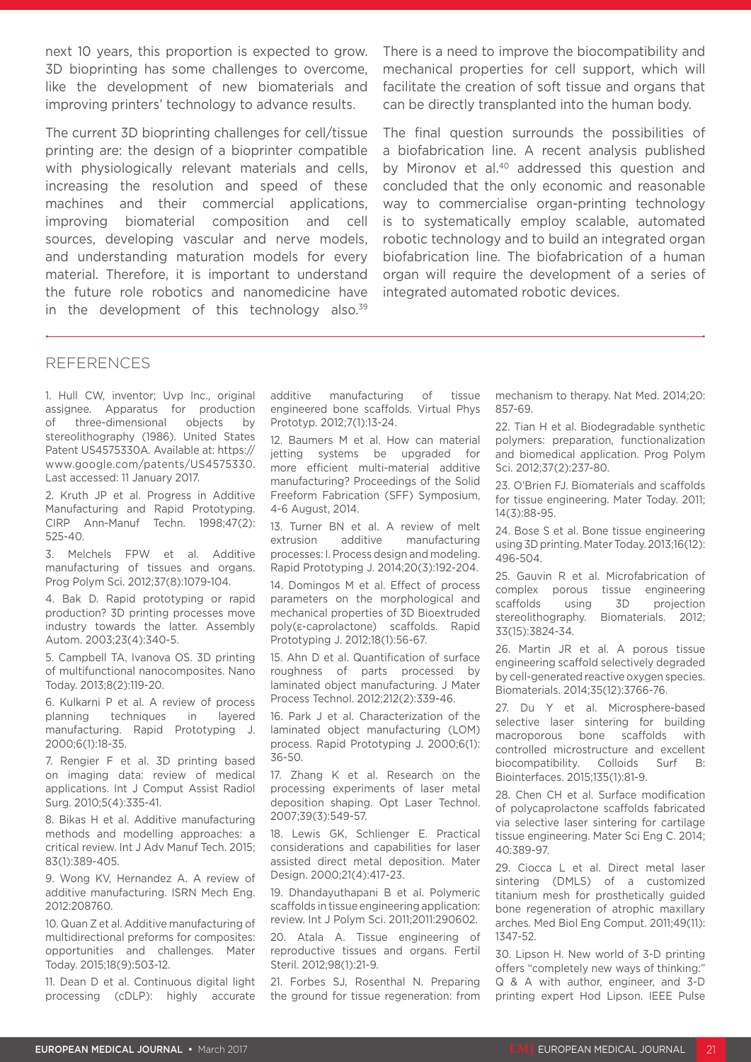next 10 years, this proportion is expected to grow. 3D bioprinting has some challenges to overcome, like the development of new biomaterials and improving printers' technology to advance results.

The current 3D bioprinting challenges for cell/tissue printing are: the design of a bioprinter compatible with physiologically relevant materials and cells, increasing the resolution and speed of these machines and their commercial applications, improving biomaterial composition and cell sources, developing vascular and nerve models, and understanding maturation models for every material. Therefore, it is important to understand the future role robotics and nanomedicine have in the development of this technology also.[39] There is a need to improve the biocompatibility and mechanical properties for cell support, which will facilitate the creation of soft tissue and organs that can be directly transplanted into the human body.

The final question surrounds the possibilities of a biofabrication line. A recent analysis published by Mironov et al.[40] addressed this question and concluded that the only economic and reasonable way to commercialise organ-printing technology is to systematically employ scalable, automated robotic technology and to build an integrated organ biofabrication line. The biofabrication of a human organ will require the development of a series of integrated automated robotic devices.

## REFERENCES

1. Hull CW, inventor; Uvp Inc., original assignee. Apparatus for production of three-dimensional objects by stereolithography (1986). United States Patent US4575330A. Available at: https://www.google.com/patents/US4575330. Last accessed: 11 January 2017.

2. Kruth JP et al. Progress in Additive Manufacturing and Rapid Prototyping. CIRP Ann-Manuf Techn. 1998;47(2):525-40.

3. Melchels FPW et al. Additive manufacturing of tissues and organs. Prog Polym Sci. 2012;37(8):1079-104.

4. Bak D. Rapid prototyping or rapid production? 3D printing processes move industry towards the latter. Assembly Autom. 2003;23(4):340-5.

5. Campbell TA, Ivanova OS. 3D printing of multifunctional nanocomposites. Nano Today. 2013;8(2):119-20.

6. Kulkarni P et al. A review of process planning techniques in layered manufacturing. Rapid Prototyping J. 2000;6(1):18-35.

7. Rengier F et al. 3D printing based on imaging data: review of medical applications. Int J Comput Assist Radiol Surg. 2010;5(4):335-41.

8. Bikas H et al. Additive manufacturing methods and modelling approaches: a critical review. Int J Adv Manuf Tech. 2015;83(1):389-405.

9. Wong KV, Hernandez A. A review of additive manufacturing. ISRN Mech Eng. 2012:208760.

10. Quan Z et al. Additive manufacturing of multidirectional preforms for composites: opportunities and challenges. Mater Today. 2015;18(9):503-12.

11. Dean D et al. Continuous digital light processing (cDLP): highly accurate additive manufacturing of tissue engineered bone scaffolds. Virtual Phys Prototyp. 2012;7(1):13-24.

12. Baumers M et al. How can material jetting systems be upgraded for more efficient multi-material additive manufacturing? Proceedings of the Solid Freeform Fabrication (SFF) Symposium, 4-6 August, 2014.

13. Turner BN et al. A review of melt extrusion additive manufacturing processes: I. Process design and modeling. Rapid Prototyping J. 2014;20(3):192-204.

14. Domingos M et al. Effect of process parameters on the morphological and mechanical properties of 3D Bioextruded poly(ε-caprolactone) scaffolds. Rapid Prototyping J. 2012;18(1):56-67.

15. Ahn D et al. Quantification of surface roughness of parts processed by laminated object manufacturing. J Mater Process Technol. 2012;212(2):339-46.

16. Park J et al. Characterization of the laminated object manufacturing (LOM) process. Rapid Prototyping J. 2000;6(1):36-50.

17. Zhang K et al. Research on the processing experiments of laser metal deposition shaping. Opt Laser Technol. 2007;39(3):549-57.

18. Lewis GK, Schlienger E. Practical considerations and capabilities for laser assisted direct metal deposition. Mater Design. 2000;21(4):417-23.

19. Dhandayuthapani B et al. Polymeric scaffolds in tissue engineering application: review. Int J Polym Sci. 2011;2011:290602.

20. Atala A. Tissue engineering of reproductive tissues and organs. Fertil Steril. 2012;98(1):21-9.

21. Forbes SJ, Rosenthal N. Preparing the ground for tissue regeneration: from mechanism to therapy. Nat Med. 2014;20:857-69.

22. Tian H et al. Biodegradable synthetic polymers: preparation, functionalization and biomedical application. Prog Polym Sci. 2012;37(2):237-80.

23. O'Brien FJ. Biomaterials and scaffolds for tissue engineering. Mater Today. 2011;14(3):88-95.

24. Bose S et al. Bone tissue engineering using 3D printing. Mater Today. 2013;16(12):496-504.

25. Gauvin R et al. Microfabrication of complex porous tissue engineering scaffolds using 3D projection stereolithography. Biomaterials. 2012;33(15):3824-34.

26. Martin JR et al. A porous tissue engineering scaffold selectively degraded by cell-generated reactive oxygen species. Biomaterials. 2014;35(12):3766-76.

27. Du Y et al. Microsphere-based selective laser sintering for building macroporous bone scaffolds with controlled microstructure and excellent biocompatibility. Colloids Surf B: Biointerfaces. 2015;135(1):81-9.

28. Chen CH et al. Surface modification of polycaprolactone scaffolds fabricated via selective laser sintering for cartilage tissue engineering. Mater Sci Eng C. 2014;40:389-97.

29. Ciocca L et al. Direct metal laser sintering (DMLS) of a customized titanium mesh for prosthetically guided bone regeneration of atrophic maxillary arches. Med Biol Eng Comput. 2011;49(11):1347-52.

30. Lipson H. New world of 3-D printing offers "completely new ways of thinking:" Q & A with author, engineer, and 3-D printing expert Hod Lipson. IEEE Pulse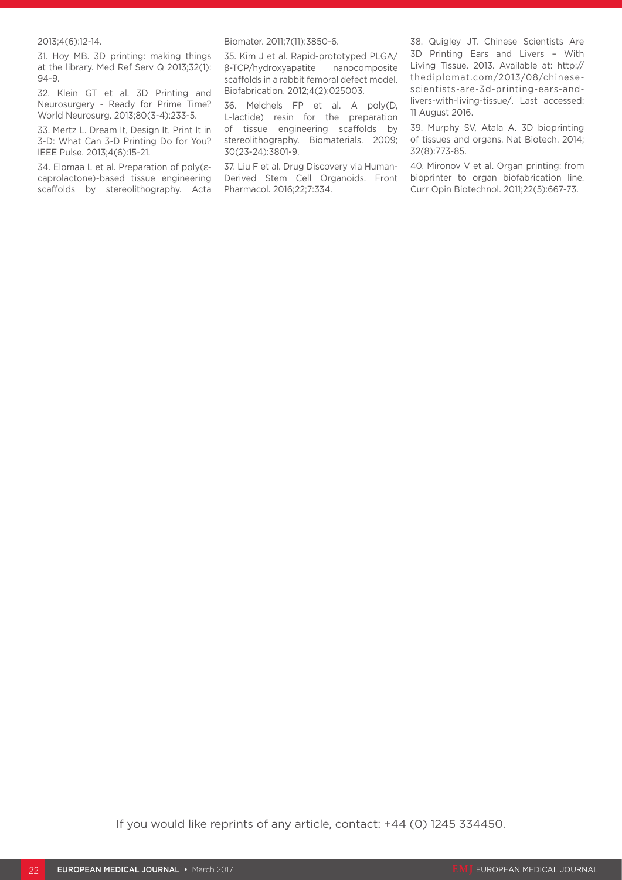2013;4(6):12-14.

31. Hoy MB. 3D printing: making things at the library. Med Ref Serv Q 2013;32(1): 94-9.

32. Klein GT et al. 3D Printing and Neurosurgery - Ready for Prime Time? World Neurosurg. 2013;80(3-4):233-5.

33. Mertz L. Dream It, Design It, Print It in 3-D: What Can 3-D Printing Do for You? IEEE Pulse. 2013;4(6):15-21.

34. Elomaa L et al. Preparation of poly(ε-caprolactone)-based tissue engineering scaffolds by stereolithography. Acta Biomater. 2011;7(11):3850-6.

35. Kim J et al. Rapid-prototyped PLGA/β-TCP/hydroxyapatite nanocomposite scaffolds in a rabbit femoral defect model. Biofabrication. 2012;4(2):025003.

36. Melchels FP et al. A poly(D, L-lactide) resin for the preparation of tissue engineering scaffolds by stereolithography. Biomaterials. 2009; 30(23-24):3801-9.

37. Liu F et al. Drug Discovery via Human-Derived Stem Cell Organoids. Front Pharmacol. 2016;22;7:334.

38. Quigley JT. Chinese Scientists Are 3D Printing Ears and Livers – With Living Tissue. 2013. Available at: http://thediplomat.com/2013/08/chinese-scientists-are-3d-printing-ears-and-livers-with-living-tissue/. Last accessed: 11 August 2016.

39. Murphy SV, Atala A. 3D bioprinting of tissues and organs. Nat Biotech. 2014; 32(8):773-85.

40. Mironov V et al. Organ printing: from bioprinter to organ biofabrication line. Curr Opin Biotechnol. 2011;22(5):667-73.

If you would like reprints of any article, contact: +44 (0) 1245 334450.